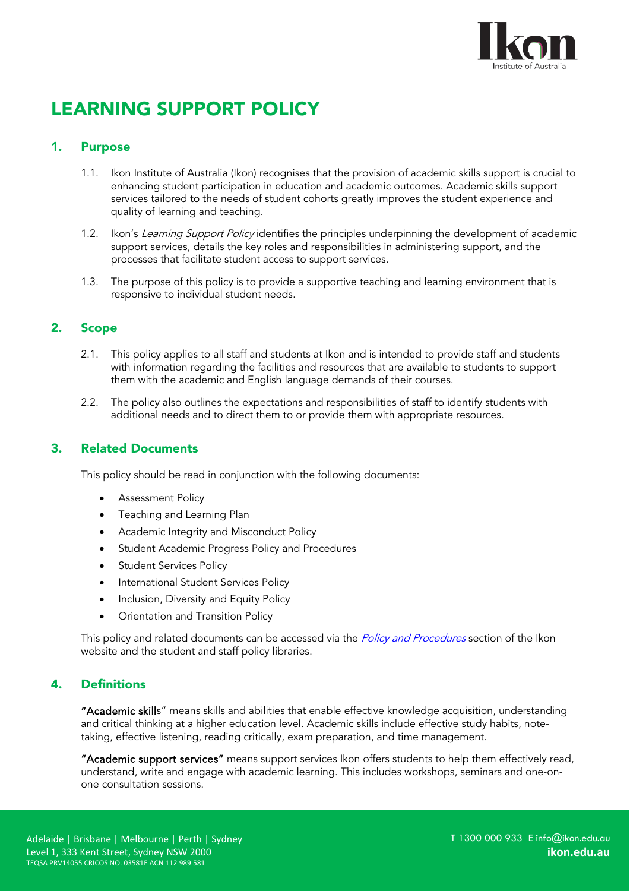# LEARNING SUPPORT POLICY

## 1. Purpose

1.1. Ikon Institute of Australia (Ikon) recognises that the provision of academic skills support is crucial to enhancing student participation in education and academic outcomes. Academic skills support services tailored to the needs of student cohorts greatly improves the student experience and quality of learning and teaching.

1.2. Ikon's *Learning Support Policy* identifies the principles underpinning the development of academic support services, details the key roles and responsibilities in administering support, and the processes that facilitate student access to support services.

1.3. The purpose of this policy is to provide a supportive teaching and learning environment that is responsive to individual student needs.

## 2. Scope

2.1. This policy applies to all staff and students at Ikon and is intended to provide staff and students with information regarding the facilities and resources that are available to students to support them with the academic and English language demands of their courses.

2.2. The policy also outlines the expectations and responsibilities of staff to identify students with additional needs and to direct them to or provide them with appropriate resources.

## 3. Related Documents

This policy should be read in conjunction with the following documents:

- Assessment Policy
- Teaching and Learning Plan
- Academic Integrity and Misconduct Policy
- Student Academic Progress Policy and Procedures
- Student Services Policy
- International Student Services Policy
- Inclusion, Diversity and Equity Policy
- Orientation and Transition Policy

This policy and related documents can be accessed via the *Policy and Procedures* section of the Ikon website and the student and staff policy libraries.

## 4. Definitions

**"Academic skills"** means skills and abilities that enable effective knowledge acquisition, understanding and critical thinking at a higher education level. Academic skills include effective study habits, note-taking, effective listening, reading critically, exam preparation, and time management.

**"Academic support services"** means support services Ikon offers students to help them effectively read, understand, write and engage with academic learning. This includes workshops, seminars and one-on-one consultation sessions.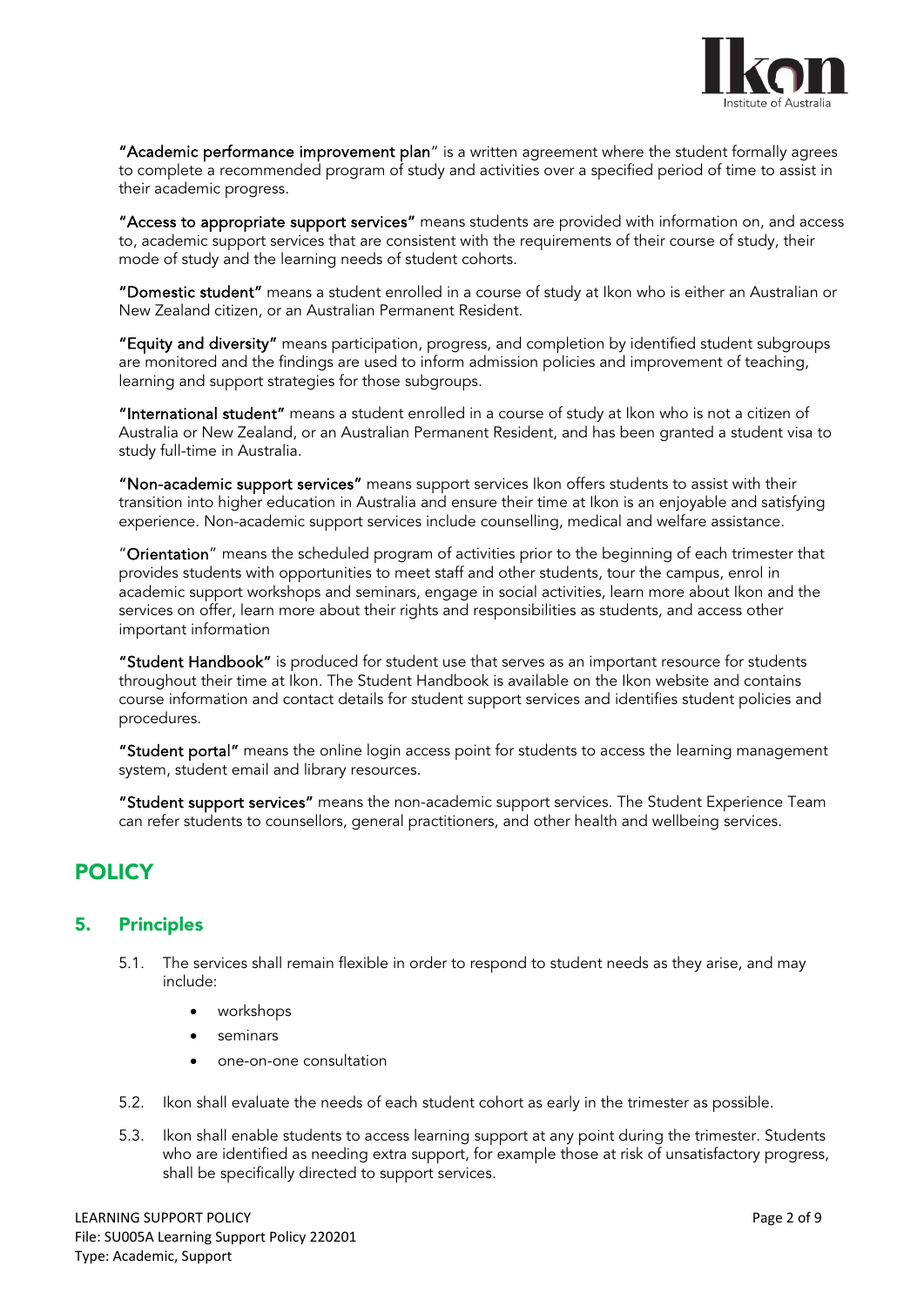**"Academic performance improvement plan"** is a written agreement where the student formally agrees to complete a recommended program of study and activities over a specified period of time to assist in their academic progress.

**"Access to appropriate support services"** means students are provided with information on, and access to, academic support services that are consistent with the requirements of their course of study, their mode of study and the learning needs of student cohorts.

**"Domestic student"** means a student enrolled in a course of study at Ikon who is either an Australian or New Zealand citizen, or an Australian Permanent Resident.

**"Equity and diversity"** means participation, progress, and completion by identified student subgroups are monitored and the findings are used to inform admission policies and improvement of teaching, learning and support strategies for those subgroups.

**"International student"** means a student enrolled in a course of study at Ikon who is not a citizen of Australia or New Zealand, or an Australian Permanent Resident, and has been granted a student visa to study full-time in Australia.

**"Non-academic support services"** means support services Ikon offers students to assist with their transition into higher education in Australia and ensure their time at Ikon is an enjoyable and satisfying experience. Non-academic support services include counselling, medical and welfare assistance.

"**Orientation**" means the scheduled program of activities prior to the beginning of each trimester that provides students with opportunities to meet staff and other students, tour the campus, enrol in academic support workshops and seminars, engage in social activities, learn more about Ikon and the services on offer, learn more about their rights and responsibilities as students, and access other important information

**"Student Handbook"** is produced for student use that serves as an important resource for students throughout their time at Ikon. The Student Handbook is available on the Ikon website and contains course information and contact details for student support services and identifies student policies and procedures.

**"Student portal"** means the online login access point for students to access the learning management system, student email and library resources.

**"Student support services"** means the non-academic support services. The Student Experience Team can refer students to counsellors, general practitioners, and other health and wellbeing services.

# POLICY

## 5. Principles

5.1. The services shall remain flexible in order to respond to student needs as they arise, and may include:

- workshops
- seminars
- one-on-one consultation

5.2. Ikon shall evaluate the needs of each student cohort as early in the trimester as possible.

5.3. Ikon shall enable students to access learning support at any point during the trimester. Students who are identified as needing extra support, for example those at risk of unsatisfactory progress, shall be specifically directed to support services.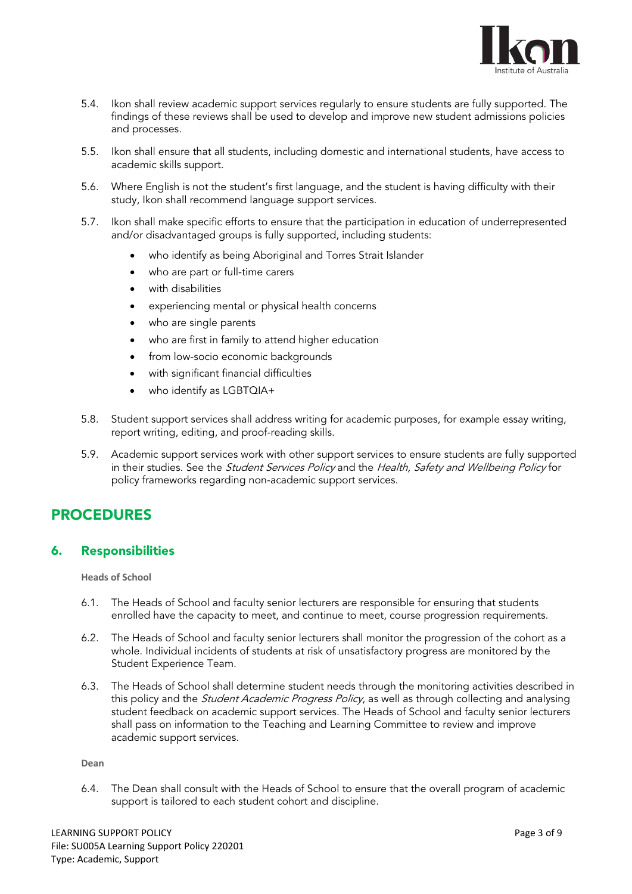5.4. Ikon shall review academic support services regularly to ensure students are fully supported. The findings of these reviews shall be used to develop and improve new student admissions policies and processes.

5.5. Ikon shall ensure that all students, including domestic and international students, have access to academic skills support.

5.6. Where English is not the student's first language, and the student is having difficulty with their study, Ikon shall recommend language support services.

5.7. Ikon shall make specific efforts to ensure that the participation in education of underrepresented and/or disadvantaged groups is fully supported, including students:

- who identify as being Aboriginal and Torres Strait Islander
- who are part or full-time carers
- with disabilities
- experiencing mental or physical health concerns
- who are single parents
- who are first in family to attend higher education
- from low-socio economic backgrounds
- with significant financial difficulties
- who identify as LGBTQIA+

5.8. Student support services shall address writing for academic purposes, for example essay writing, report writing, editing, and proof-reading skills.

5.9. Academic support services work with other support services to ensure students are fully supported in their studies. See the *Student Services Policy* and the *Health, Safety and Wellbeing Policy* for policy frameworks regarding non-academic support services.

# PROCEDURES

## 6. Responsibilities

**Heads of School**

6.1. The Heads of School and faculty senior lecturers are responsible for ensuring that students enrolled have the capacity to meet, and continue to meet, course progression requirements.

6.2. The Heads of School and faculty senior lecturers shall monitor the progression of the cohort as a whole. Individual incidents of students at risk of unsatisfactory progress are monitored by the Student Experience Team.

6.3. The Heads of School shall determine student needs through the monitoring activities described in this policy and the *Student Academic Progress Policy*, as well as through collecting and analysing student feedback on academic support services. The Heads of School and faculty senior lecturers shall pass on information to the Teaching and Learning Committee to review and improve academic support services.

**Dean**

6.4. The Dean shall consult with the Heads of School to ensure that the overall program of academic support is tailored to each student cohort and discipline.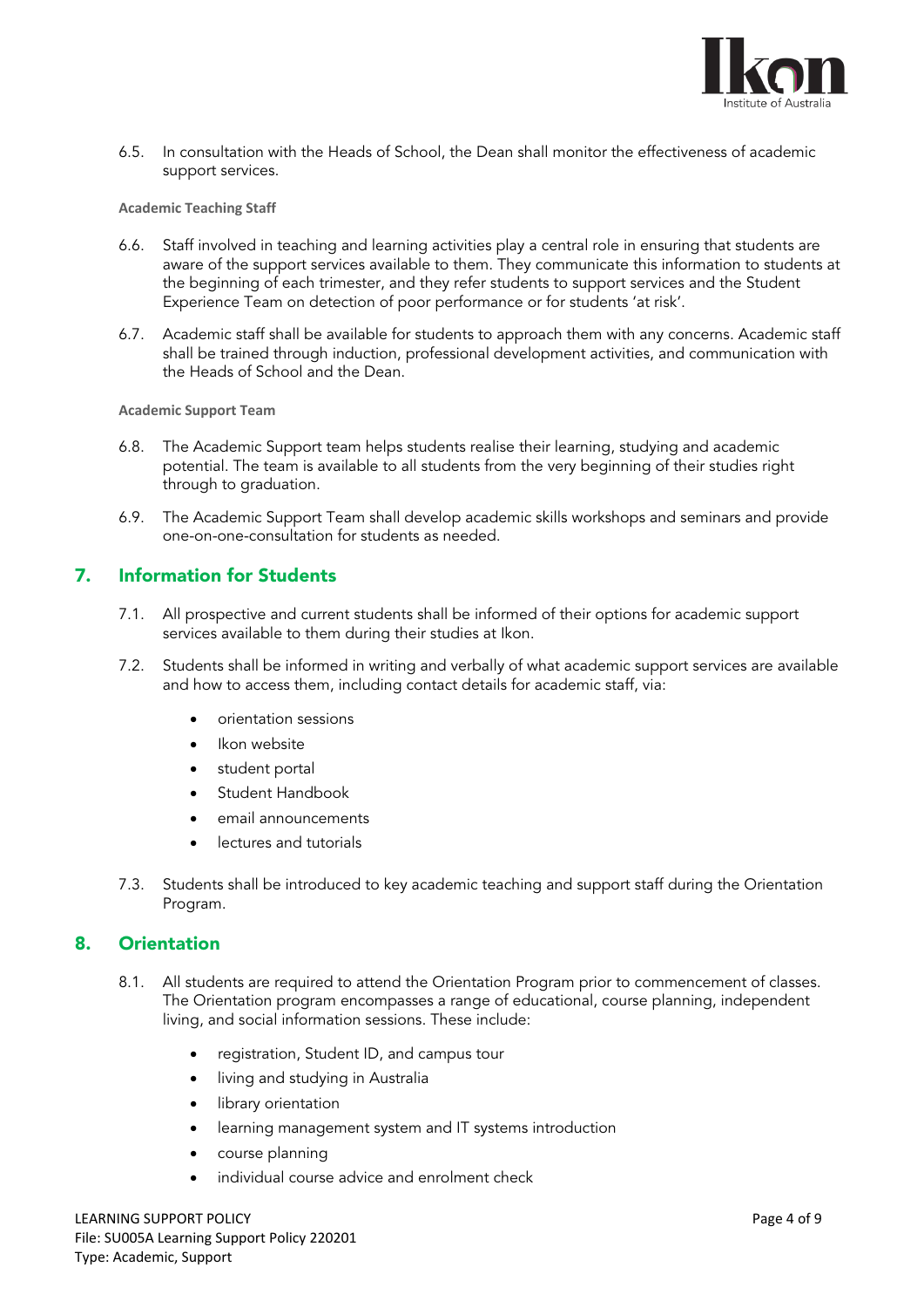6.5. In consultation with the Heads of School, the Dean shall monitor the effectiveness of academic support services.

**Academic Teaching Staff**

6.6. Staff involved in teaching and learning activities play a central role in ensuring that students are aware of the support services available to them. They communicate this information to students at the beginning of each trimester, and they refer students to support services and the Student Experience Team on detection of poor performance or for students 'at risk'.

6.7. Academic staff shall be available for students to approach them with any concerns. Academic staff shall be trained through induction, professional development activities, and communication with the Heads of School and the Dean.

**Academic Support Team**

6.8. The Academic Support team helps students realise their learning, studying and academic potential. The team is available to all students from the very beginning of their studies right through to graduation.

6.9. The Academic Support Team shall develop academic skills workshops and seminars and provide one-on-one-consultation for students as needed.

## 7. Information for Students

7.1. All prospective and current students shall be informed of their options for academic support services available to them during their studies at Ikon.

7.2. Students shall be informed in writing and verbally of what academic support services are available and how to access them, including contact details for academic staff, via:

- orientation sessions
- Ikon website
- student portal
- Student Handbook
- email announcements
- lectures and tutorials

7.3. Students shall be introduced to key academic teaching and support staff during the Orientation Program.

## 8. Orientation

8.1. All students are required to attend the Orientation Program prior to commencement of classes. The Orientation program encompasses a range of educational, course planning, independent living, and social information sessions. These include:

- registration, Student ID, and campus tour
- living and studying in Australia
- library orientation
- learning management system and IT systems introduction
- course planning
- individual course advice and enrolment check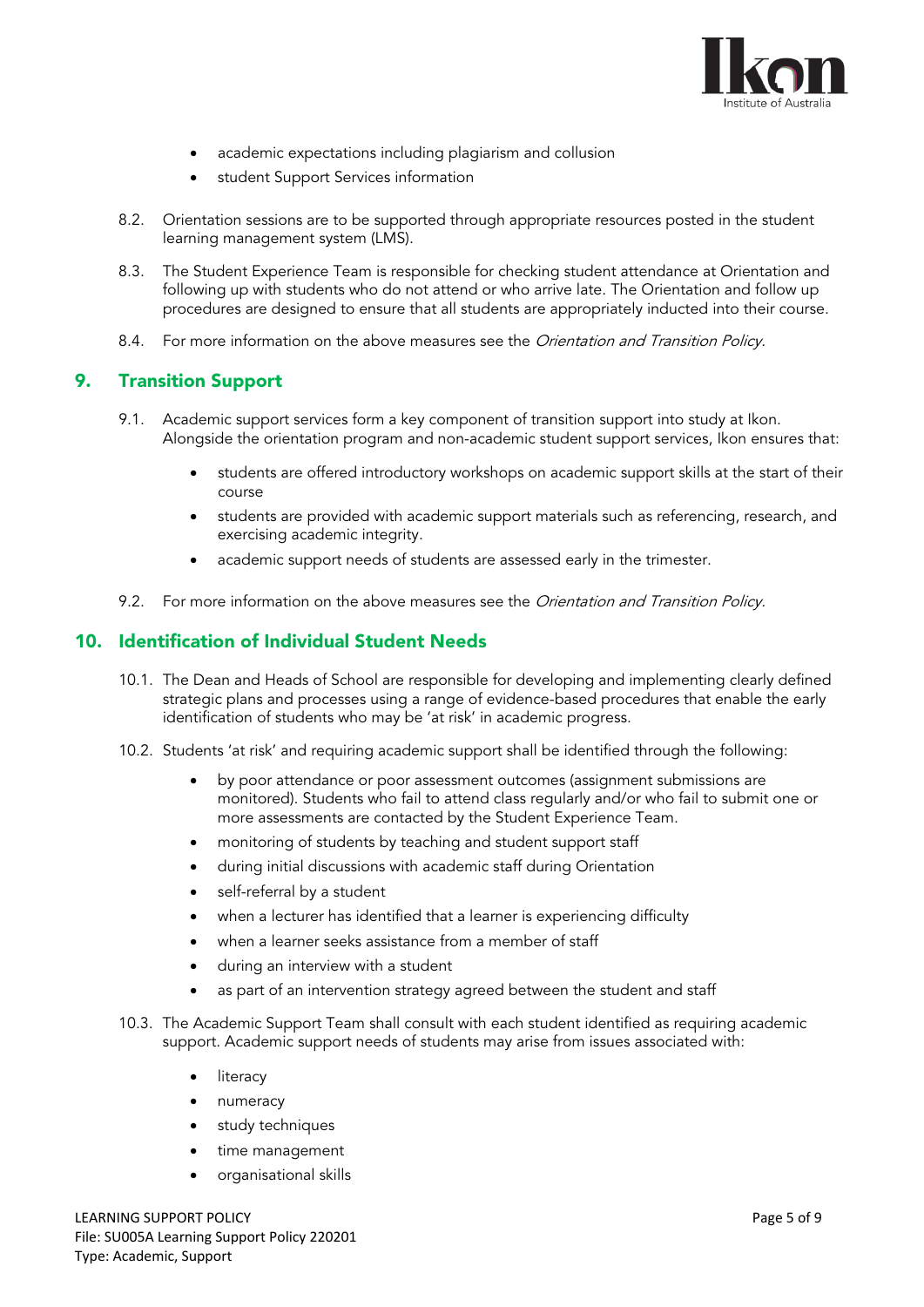- academic expectations including plagiarism and collusion
- student Support Services information

8.2. Orientation sessions are to be supported through appropriate resources posted in the student learning management system (LMS).

8.3. The Student Experience Team is responsible for checking student attendance at Orientation and following up with students who do not attend or who arrive late. The Orientation and follow up procedures are designed to ensure that all students are appropriately inducted into their course.

8.4. For more information on the above measures see the *Orientation and Transition Policy.*

## 9. Transition Support

9.1. Academic support services form a key component of transition support into study at Ikon. Alongside the orientation program and non-academic student support services, Ikon ensures that:

- students are offered introductory workshops on academic support skills at the start of their course
- students are provided with academic support materials such as referencing, research, and exercising academic integrity.
- academic support needs of students are assessed early in the trimester.

9.2. For more information on the above measures see the *Orientation and Transition Policy.*

## 10. Identification of Individual Student Needs

10.1. The Dean and Heads of School are responsible for developing and implementing clearly defined strategic plans and processes using a range of evidence-based procedures that enable the early identification of students who may be 'at risk' in academic progress.

10.2. Students 'at risk' and requiring academic support shall be identified through the following:

- by poor attendance or poor assessment outcomes (assignment submissions are monitored). Students who fail to attend class regularly and/or who fail to submit one or more assessments are contacted by the Student Experience Team.
- monitoring of students by teaching and student support staff
- during initial discussions with academic staff during Orientation
- self-referral by a student
- when a lecturer has identified that a learner is experiencing difficulty
- when a learner seeks assistance from a member of staff
- during an interview with a student
- as part of an intervention strategy agreed between the student and staff

10.3. The Academic Support Team shall consult with each student identified as requiring academic support. Academic support needs of students may arise from issues associated with:

- literacy
- numeracy
- study techniques
- time management
- organisational skills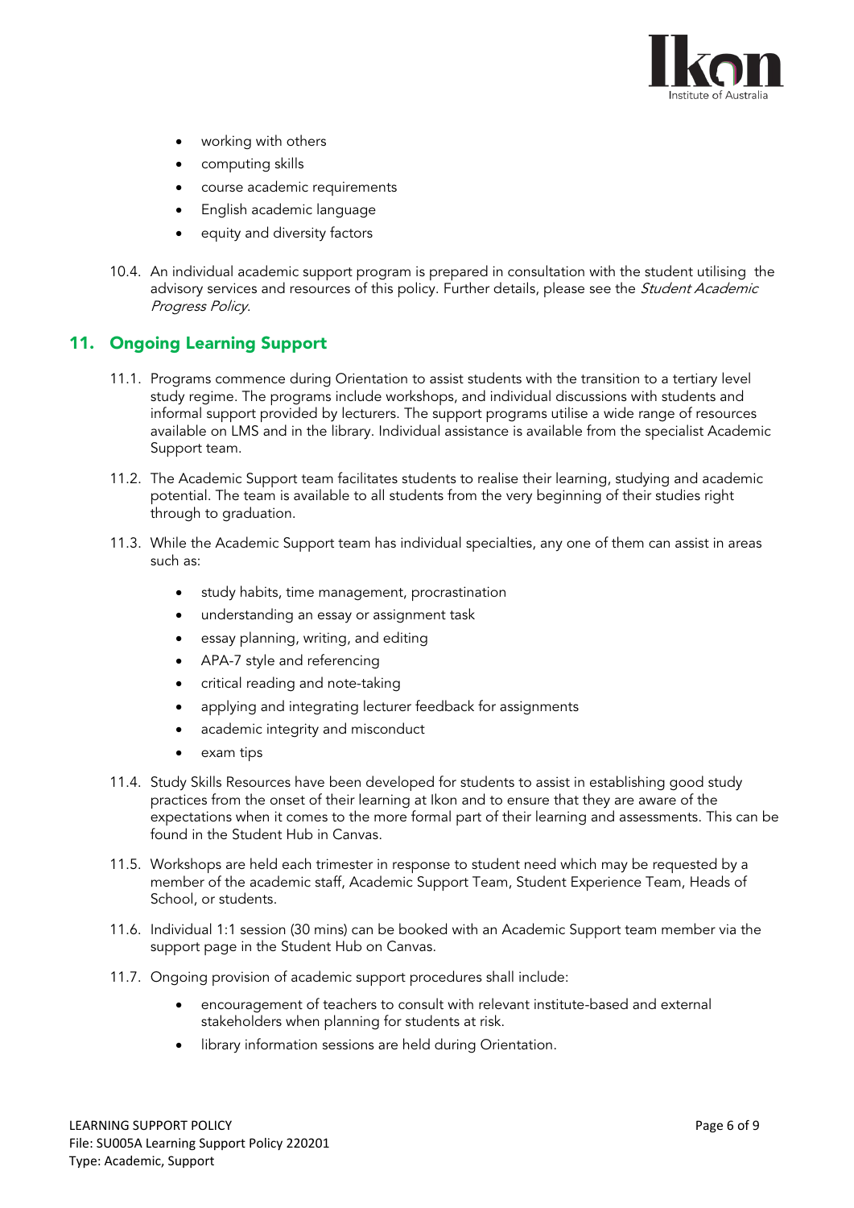- working with others
- computing skills
- course academic requirements
- English academic language
- equity and diversity factors

10.4. An individual academic support program is prepared in consultation with the student utilising the advisory services and resources of this policy. Further details, please see the *Student Academic Progress Policy*.

## 11. Ongoing Learning Support

11.1. Programs commence during Orientation to assist students with the transition to a tertiary level study regime. The programs include workshops, and individual discussions with students and informal support provided by lecturers. The support programs utilise a wide range of resources available on LMS and in the library. Individual assistance is available from the specialist Academic Support team.

11.2. The Academic Support team facilitates students to realise their learning, studying and academic potential. The team is available to all students from the very beginning of their studies right through to graduation.

11.3. While the Academic Support team has individual specialties, any one of them can assist in areas such as:

- study habits, time management, procrastination
- understanding an essay or assignment task
- essay planning, writing, and editing
- APA-7 style and referencing
- critical reading and note-taking
- applying and integrating lecturer feedback for assignments
- academic integrity and misconduct
- exam tips

11.4. Study Skills Resources have been developed for students to assist in establishing good study practices from the onset of their learning at Ikon and to ensure that they are aware of the expectations when it comes to the more formal part of their learning and assessments. This can be found in the Student Hub in Canvas.

11.5. Workshops are held each trimester in response to student need which may be requested by a member of the academic staff, Academic Support Team, Student Experience Team, Heads of School, or students.

11.6. Individual 1:1 session (30 mins) can be booked with an Academic Support team member via the support page in the Student Hub on Canvas.

11.7. Ongoing provision of academic support procedures shall include:

- encouragement of teachers to consult with relevant institute-based and external stakeholders when planning for students at risk.
- library information sessions are held during Orientation.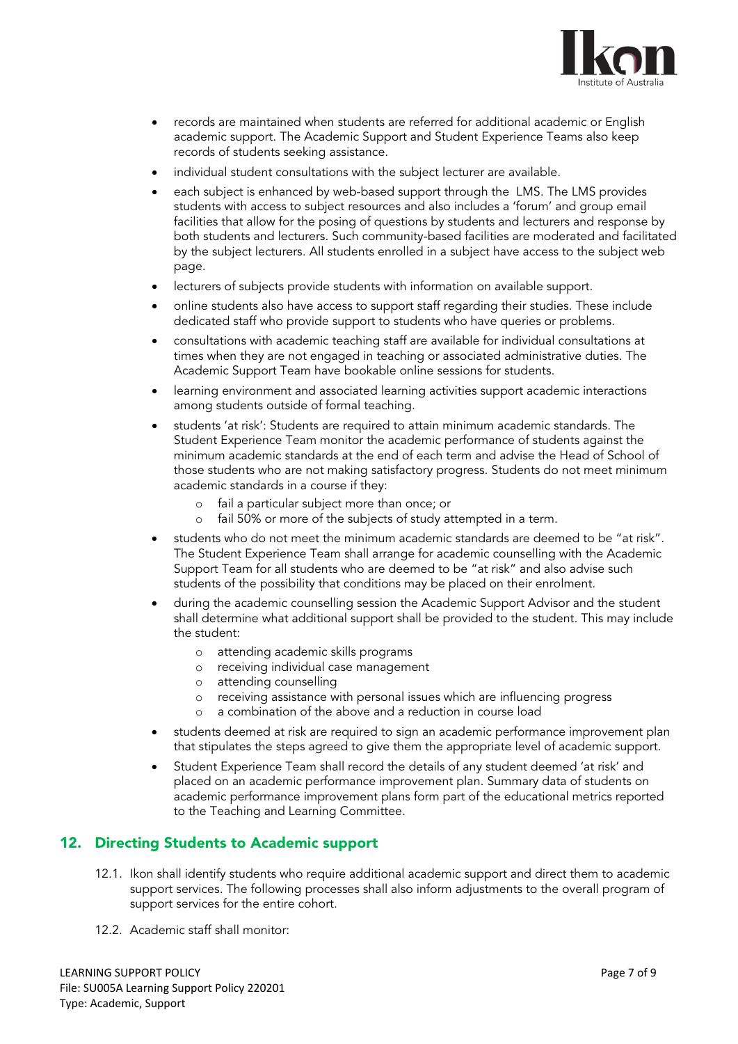- records are maintained when students are referred for additional academic or English academic support. The Academic Support and Student Experience Teams also keep records of students seeking assistance.
- individual student consultations with the subject lecturer are available.
- each subject is enhanced by web-based support through the LMS. The LMS provides students with access to subject resources and also includes a 'forum' and group email facilities that allow for the posing of questions by students and lecturers and response by both students and lecturers. Such community-based facilities are moderated and facilitated by the subject lecturers. All students enrolled in a subject have access to the subject web page.
- lecturers of subjects provide students with information on available support.
- online students also have access to support staff regarding their studies. These include dedicated staff who provide support to students who have queries or problems.
- consultations with academic teaching staff are available for individual consultations at times when they are not engaged in teaching or associated administrative duties. The Academic Support Team have bookable online sessions for students.
- learning environment and associated learning activities support academic interactions among students outside of formal teaching.
- students 'at risk': Students are required to attain minimum academic standards. The Student Experience Team monitor the academic performance of students against the minimum academic standards at the end of each term and advise the Head of School of those students who are not making satisfactory progress. Students do not meet minimum academic standards in a course if they:
  - fail a particular subject more than once; or
  - fail 50% or more of the subjects of study attempted in a term.
- students who do not meet the minimum academic standards are deemed to be "at risk". The Student Experience Team shall arrange for academic counselling with the Academic Support Team for all students who are deemed to be "at risk" and also advise such students of the possibility that conditions may be placed on their enrolment.
- during the academic counselling session the Academic Support Advisor and the student shall determine what additional support shall be provided to the student. This may include the student:
  - attending academic skills programs
  - receiving individual case management
  - attending counselling
  - receiving assistance with personal issues which are influencing progress
  - a combination of the above and a reduction in course load
- students deemed at risk are required to sign an academic performance improvement plan that stipulates the steps agreed to give them the appropriate level of academic support.
- Student Experience Team shall record the details of any student deemed 'at risk' and placed on an academic performance improvement plan. Summary data of students on academic performance improvement plans form part of the educational metrics reported to the Teaching and Learning Committee.

## 12. Directing Students to Academic support

12.1. Ikon shall identify students who require additional academic support and direct them to academic support services. The following processes shall also inform adjustments to the overall program of support services for the entire cohort.

12.2. Academic staff shall monitor: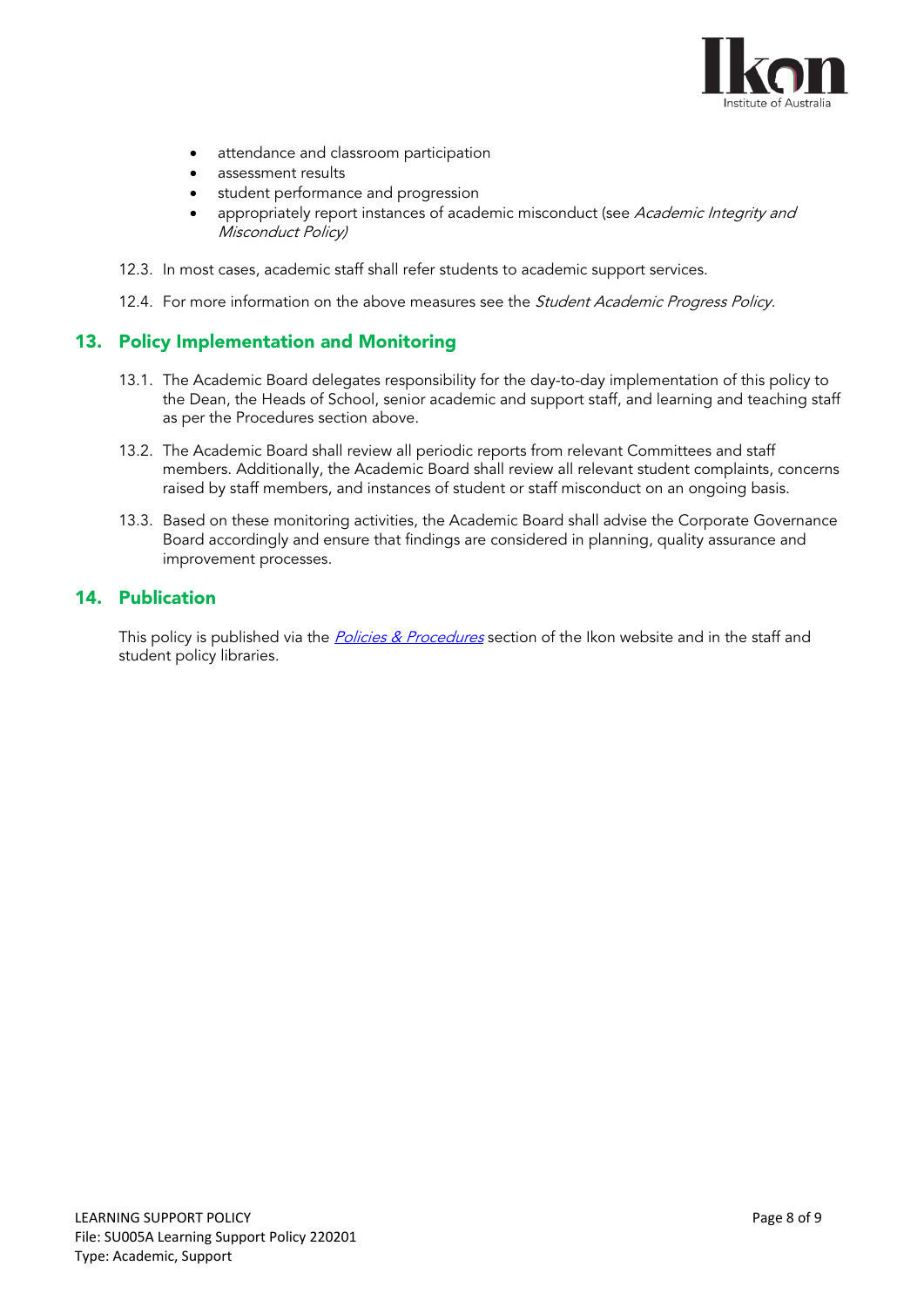- attendance and classroom participation
- assessment results
- student performance and progression
- appropriately report instances of academic misconduct (see *Academic Integrity and Misconduct Policy)*

12.3. In most cases, academic staff shall refer students to academic support services.

12.4. For more information on the above measures see the *Student Academic Progress Policy.*

## 13. Policy Implementation and Monitoring

13.1. The Academic Board delegates responsibility for the day-to-day implementation of this policy to the Dean, the Heads of School, senior academic and support staff, and learning and teaching staff as per the Procedures section above.

13.2. The Academic Board shall review all periodic reports from relevant Committees and staff members. Additionally, the Academic Board shall review all relevant student complaints, concerns raised by staff members, and instances of student or staff misconduct on an ongoing basis.

13.3. Based on these monitoring activities, the Academic Board shall advise the Corporate Governance Board accordingly and ensure that findings are considered in planning, quality assurance and improvement processes.

## 14. Publication

This policy is published via the *Policies & Procedures* section of the Ikon website and in the staff and student policy libraries.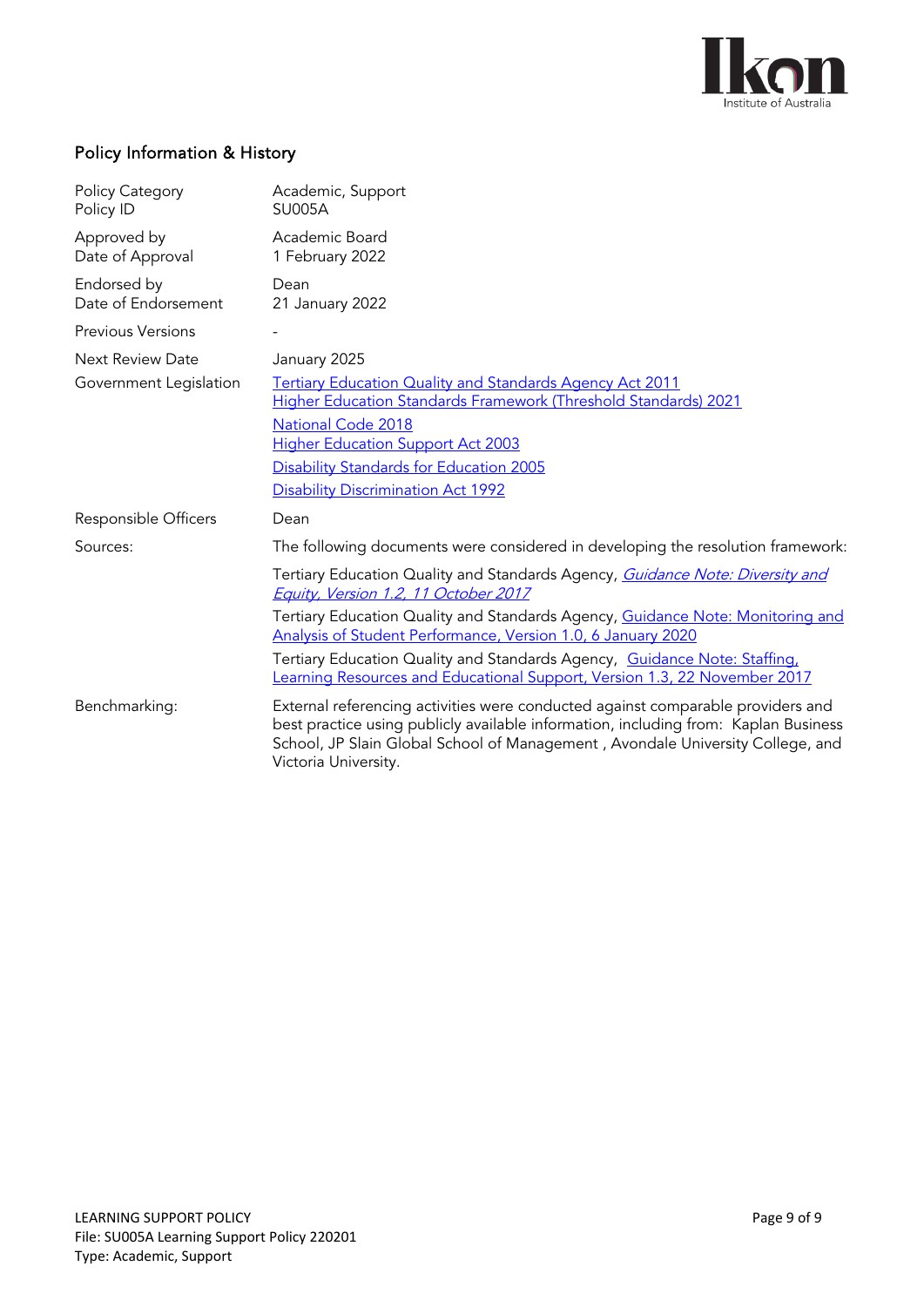## Policy Information & History

| | |
|---|---|
| Policy Category<br>Policy ID | Academic, Support<br>SU005A |
| Approved by<br>Date of Approval | Academic Board<br>1 February 2022 |
| Endorsed by<br>Date of Endorsement | Dean<br>21 January 2022 |
| Previous Versions | - |
| Next Review Date | January 2025 |
| Government Legislation | Tertiary Education Quality and Standards Agency Act 2011<br>Higher Education Standards Framework (Threshold Standards) 2021<br>National Code 2018<br>Higher Education Support Act 2003<br>Disability Standards for Education 2005<br>Disability Discrimination Act 1992 |
| Responsible Officers | Dean |
| Sources: | The following documents were considered in developing the resolution framework:<br>Tertiary Education Quality and Standards Agency, *Guidance Note: Diversity and Equity, Version 1.2, 11 October 2017*<br>Tertiary Education Quality and Standards Agency, Guidance Note: Monitoring and Analysis of Student Performance, Version 1.0, 6 January 2020<br>Tertiary Education Quality and Standards Agency, Guidance Note: Staffing, Learning Resources and Educational Support, Version 1.3, 22 November 2017 |
| Benchmarking: | External referencing activities were conducted against comparable providers and best practice using publicly available information, including from: Kaplan Business School, JP Slain Global School of Management , Avondale University College, and Victoria University. |